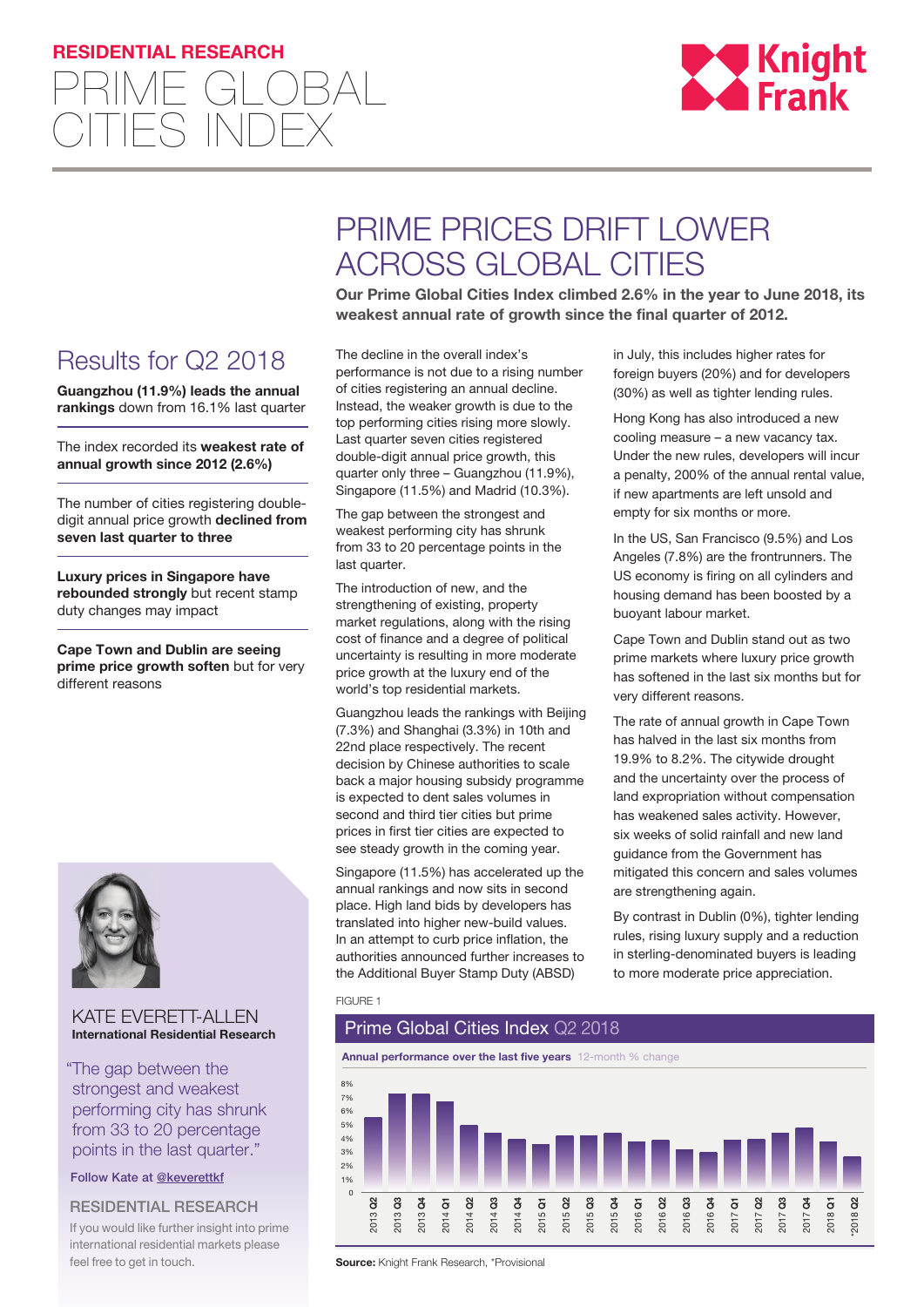**RESIDENTIAL RESEARCH**

# PRIME GLOBAL CITIES INDEX

## PRIME PRICES DRIFT LOWER ACROSS GLOBAL CITIES

**Our Prime Global Cities Index climbed 2.6% in the year to June 2018, its weakest annual rate of growth since the final quarter of 2012.**

The decline in the overall index's performance is not due to a rising number of cities registering an annual decline. Instead, the weaker growth is due to the top performing cities rising more slowly. Last quarter seven cities registered double-digit annual price growth, this quarter only three – Guangzhou (11.9%), Singapore (11.5%) and Madrid (10.3%).

The gap between the strongest and weakest performing city has shrunk from 33 to 20 percentage points in the last quarter.

The introduction of new, and the strengthening of existing, property market regulations, along with the rising cost of finance and a degree of political uncertainty is resulting in more moderate price growth at the luxury end of the world's top residential markets.

Guangzhou leads the rankings with Beijing (7.3%) and Shanghai (3.3%) in 10th and 22nd place respectively. The recent decision by Chinese authorities to scale back a major housing subsidy programme is expected to dent sales volumes in second and third tier cities but prime prices in first tier cities are expected to see steady growth in the coming year.

Singapore (11.5%) has accelerated up the annual rankings and now sits in second place. High land bids by developers has translated into higher new-build values. In an attempt to curb price inflation, the authorities announced further increases to the Additional Buyer Stamp Duty (ABSD) in July, this includes higher rates for foreign buyers (20%) and for developers (30%) as well as tighter lending rules.

Hong Kong has also introduced a new cooling measure – a new vacancy tax. Under the new rules, developers will incur a penalty, 200% of the annual rental value, if new apartments are left unsold and empty for six months or more.

In the US, San Francisco (9.5%) and Los Angeles (7.8%) are the frontrunners. The US economy is firing on all cylinders and housing demand has been boosted by a buoyant labour market.

Cape Town and Dublin stand out as two prime markets where luxury price growth has softened in the last six months but for very different reasons.

The rate of annual growth in Cape Town has halved in the last six months from 19.9% to 8.2%. The citywide drought and the uncertainty over the process of land expropriation without compensation has weakened sales activity. However, six weeks of solid rainfall and new land guidance from the Government has mitigated this concern and sales volumes are strengthening again.

By contrast in Dublin (0%), tighter lending rules, rising luxury supply and a reduction in sterling-denominated buyers is leading to more moderate price appreciation.

## Results for Q2 2018

**Guangzhou (11.9%) leads the annual rankings** down from 16.1% last quarter

The index recorded its **weakest rate of annual growth since 2012 (2.6%)**

The number of cities registering double-digit annual price growth **declined from seven last quarter to three**

**Luxury prices in Singapore have rebounded strongly** but recent stamp duty changes may impact

**Cape Town and Dublin are seeing prime price growth soften** but for very different reasons

KATE EVERETT-ALLEN
**International Residential Research**

"The gap between the strongest and weakest performing city has shrunk from 33 to 20 percentage points in the last quarter."

Follow Kate at @keverettkf

RESIDENTIAL RESEARCH

If you would like further insight into prime international residential markets please feel free to get in touch.

FIGURE 1

### Prime Global Cities Index Q2 2018

**Annual performance over the last five years** 12-month % change

| Quarter | 2013 Q2 | 2013 Q3 | 2013 Q4 | 2014 Q1 | 2014 Q2 | 2014 Q3 | 2014 Q4 | 2015 Q1 | 2015 Q2 | 2015 Q3 | 2015 Q4 | 2016 Q1 | 2016 Q2 | 2016 Q3 | 2016 Q4 | 2017 Q1 | 2017 Q2 | 2017 Q3 | 2017 Q4 | 2018 Q1 | *2018 Q2 |
|---|---|---|---|---|---|---|---|---|---|---|---|---|---|---|---|---|---|---|---|---|---|

**Source:** Knight Frank Research, *Provisional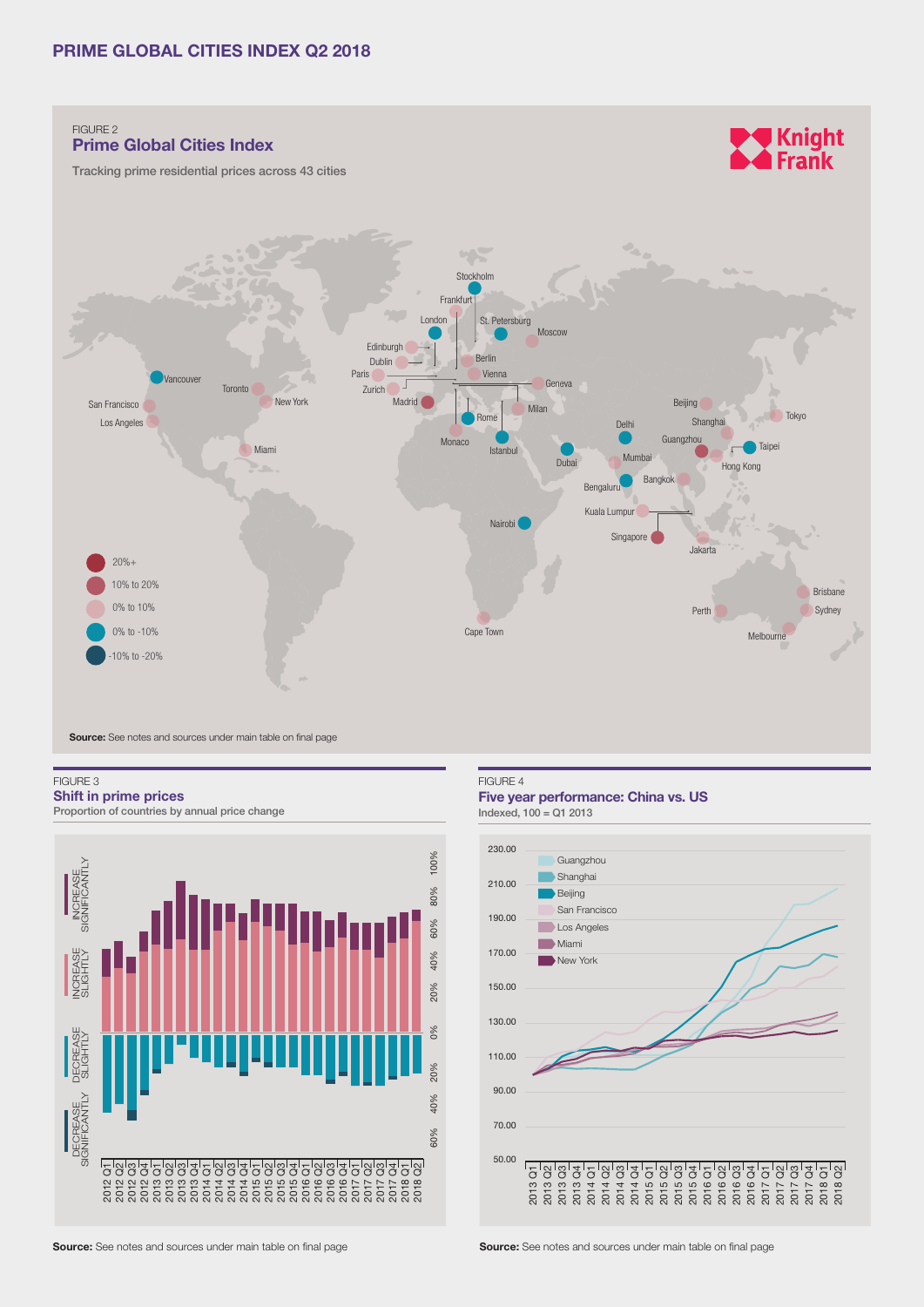## PRIME GLOBAL CITIES INDEX Q2 2018

FIGURE 2

### Prime Global Cities Index

Tracking prime residential prices across 43 cities

Knight Frank

Stockholm, Frankfurt, London, St. Petersburg, Moscow, Edinburgh, Dublin, Berlin, Paris, Vienna, Zurich, Geneva, Madrid, Milan, Rome, Monaco, Istanbul, Vancouver, Toronto, New York, San Francisco, Los Angeles, Miami, Dubai, Delhi, Mumbai, Bengaluru, Beijing, Shanghai, Tokyo, Guangzhou, Taipei, Hong Kong, Bangkok, Kuala Lumpur, Singapore, Jakarta, Nairobi, Cape Town, Perth, Brisbane, Sydney, Melbourne

- 20%+
- 10% to 20%
- 0% to 10%
- 0% to -10%
- -10% to -20%

**Source:** See notes and sources under main table on final page

FIGURE 3

### Shift in prime prices

Proportion of countries by annual price change

INCREASE SIGNIFICANTLY | INCREASE SLIGHTLY | DECREASE SLIGHTLY | DECREASE SIGNIFICANTLY

100% 80% 60% 40% 20% 0% 20% 40% 60%

2012 Q1 – 2018 Q2

**Source:** See notes and sources under main table on final page

FIGURE 4

### Five year performance: China vs. US

Indexed, 100 = Q1 2013

Guangzhou, Shanghai, Beijing, San Francisco, Los Angeles, Miami, New York

50.00 – 230.00

2013 Q1 – 2018 Q2

**Source:** See notes and sources under main table on final page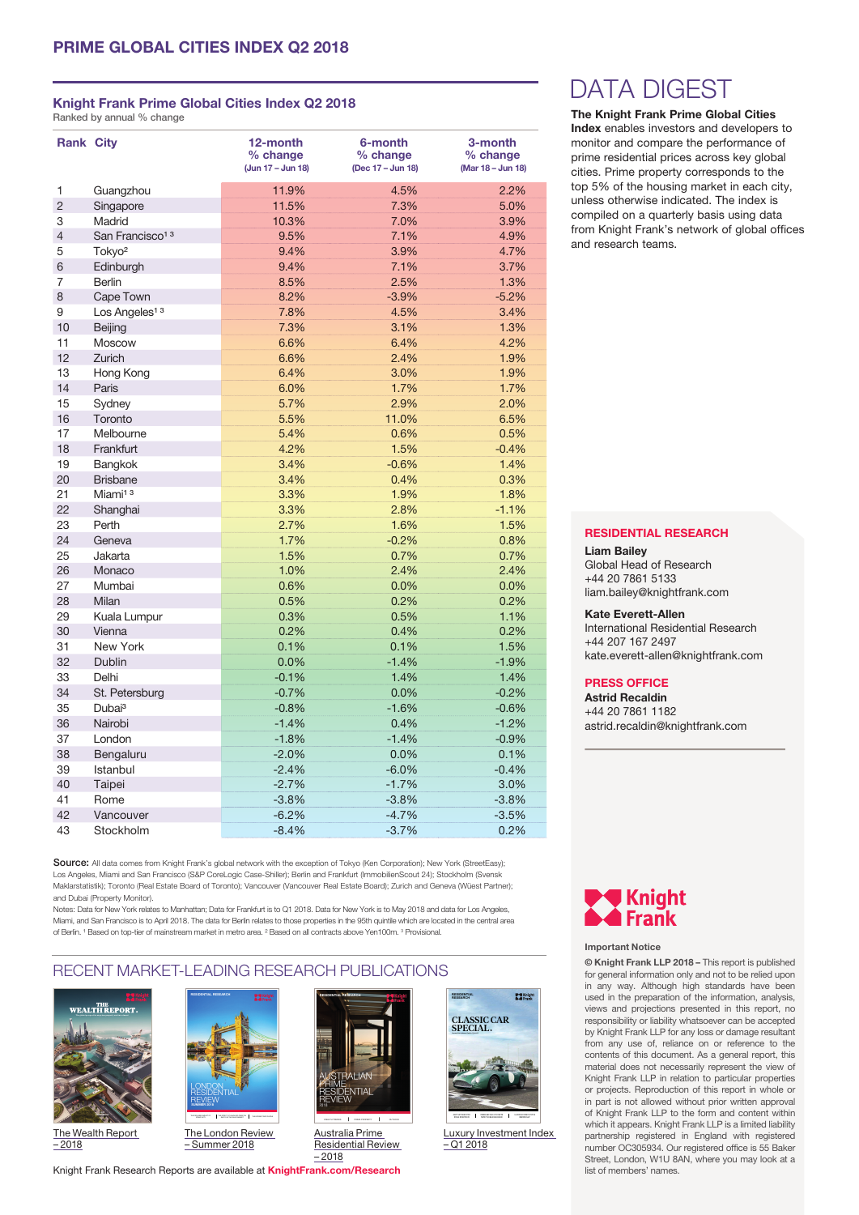## PRIME GLOBAL CITIES INDEX Q2 2018

### Knight Frank Prime Global Cities Index Q2 2018

Ranked by annual % change

| Rank | City | 12-month % change (Jun 17 – Jun 18) | 6-month % change (Dec 17 – Jun 18) | 3-month % change (Mar 18 – Jun 18) |
|---|---|---|---|---|
| 1 | Guangzhou | 11.9% | 4.5% | 2.2% |
| 2 | Singapore | 11.5% | 7.3% | 5.0% |
| 3 | Madrid | 10.3% | 7.0% | 3.9% |
| 4 | San Francisco[1 3] | 9.5% | 7.1% | 4.9% |
| 5 | Tokyo[2] | 9.4% | 3.9% | 4.7% |
| 6 | Edinburgh | 9.4% | 7.1% | 3.7% |
| 7 | Berlin | 8.5% | 2.5% | 1.3% |
| 8 | Cape Town | 8.2% | -3.9% | -5.2% |
| 9 | Los Angeles[1 3] | 7.8% | 4.5% | 3.4% |
| 10 | Beijing | 7.3% | 3.1% | 1.3% |
| 11 | Moscow | 6.6% | 6.4% | 4.2% |
| 12 | Zurich | 6.6% | 2.4% | 1.9% |
| 13 | Hong Kong | 6.4% | 3.0% | 1.9% |
| 14 | Paris | 6.0% | 1.7% | 1.7% |
| 15 | Sydney | 5.7% | 2.9% | 2.0% |
| 16 | Toronto | 5.5% | 11.0% | 6.5% |
| 17 | Melbourne | 5.4% | 0.6% | 0.5% |
| 18 | Frankfurt | 4.2% | 1.5% | -0.4% |
| 19 | Bangkok | 3.4% | -0.6% | 1.4% |
| 20 | Brisbane | 3.4% | 0.4% | 0.3% |
| 21 | Miami[1 3] | 3.3% | 1.9% | 1.8% |
| 22 | Shanghai | 3.3% | 2.8% | -1.1% |
| 23 | Perth | 2.7% | 1.6% | 1.5% |
| 24 | Geneva | 1.7% | -0.2% | 0.8% |
| 25 | Jakarta | 1.5% | 0.7% | 0.7% |
| 26 | Monaco | 1.0% | 2.4% | 2.4% |
| 27 | Mumbai | 0.6% | 0.0% | 0.0% |
| 28 | Milan | 0.5% | 0.2% | 0.2% |
| 29 | Kuala Lumpur | 0.3% | 0.5% | 1.1% |
| 30 | Vienna | 0.2% | 0.4% | 0.2% |
| 31 | New York | 0.1% | 0.1% | 1.5% |
| 32 | Dublin | 0.0% | -1.4% | -1.9% |
| 33 | Delhi | -0.1% | 1.4% | 1.4% |
| 34 | St. Petersburg | -0.7% | 0.0% | -0.2% |
| 35 | Dubai[3] | -0.8% | -1.6% | -0.6% |
| 36 | Nairobi | -1.4% | 0.4% | -1.2% |
| 37 | London | -1.8% | -1.4% | -0.9% |
| 38 | Bengaluru | -2.0% | 0.0% | 0.1% |
| 39 | Istanbul | -2.4% | -6.0% | -0.4% |
| 40 | Taipei | -2.7% | -1.7% | 3.0% |
| 41 | Rome | -3.8% | -3.8% | -3.8% |
| 42 | Vancouver | -6.2% | -4.7% | -3.5% |
| 43 | Stockholm | -8.4% | -3.7% | 0.2% |

**Source:** All data comes from Knight Frank's global network with the exception of Tokyo (Ken Corporation); New York (StreetEasy); Los Angeles, Miami and San Francisco (S&P CoreLogic Case-Shiller); Berlin and Frankfurt (ImmobilienScout 24); Stockholm (Svensk Maklarstatistik); Toronto (Real Estate Board of Toronto); Vancouver (Vancouver Real Estate Board); Zurich and Geneva (Wüest Partner); and Dubai (Property Monitor).

Notes: Data for New York relates to Manhattan; Data for Frankfurt is to Q1 2018. Data for New York is to May 2018 and data for Los Angeles, Miami, and San Francisco is to April 2018. The data for Berlin relates to those properties in the 95th quintile which are located in the central area of Berlin. [1] Based on top-tier of mainstream market in metro area. [2] Based on all contracts above Yen100m. [3] Provisional.

## DATA DIGEST

**The Knight Frank Prime Global Cities Index** enables investors and developers to monitor and compare the performance of prime residential prices across key global cities. Prime property corresponds to the top 5% of the housing market in each city, unless otherwise indicated. The index is compiled on a quarterly basis using data from Knight Frank's network of global offices and research teams.

## RECENT MARKET-LEADING RESEARCH PUBLICATIONS

The Wealth Report – 2018

The London Review – Summer 2018

Australia Prime Residential Review – 2018

Luxury Investment Index – Q1 2018

Knight Frank Research Reports are available at **KnightFrank.com/Research**

### RESIDENTIAL RESEARCH

**Liam Bailey**
Global Head of Research
+44 20 7861 5133
liam.bailey@knightfrank.com

**Kate Everett-Allen**
International Residential Research
+44 207 167 2497
kate.everett-allen@knightfrank.com

### PRESS OFFICE

**Astrid Recaldin**
+44 20 7861 1182
astrid.recaldin@knightfrank.com

Knight Frank

**Important Notice**

**© Knight Frank LLP 2018 –** This report is published for general information only and not to be relied upon in any way. Although high standards have been used in the preparation of the information, analysis, views and projections presented in this report, no responsibility or liability whatsoever can be accepted by Knight Frank LLP for any loss or damage resultant from any use of, reliance on or reference to the contents of this document. As a general report, this material does not necessarily represent the view of Knight Frank LLP in relation to particular properties or projects. Reproduction of this report in whole or in part is not allowed without prior written approval of Knight Frank LLP to the form and content within which it appears. Knight Frank LLP is a limited liability partnership registered in England with registered number OC305934. Our registered office is 55 Baker Street, London, W1U 8AN, where you may look at a list of members' names.